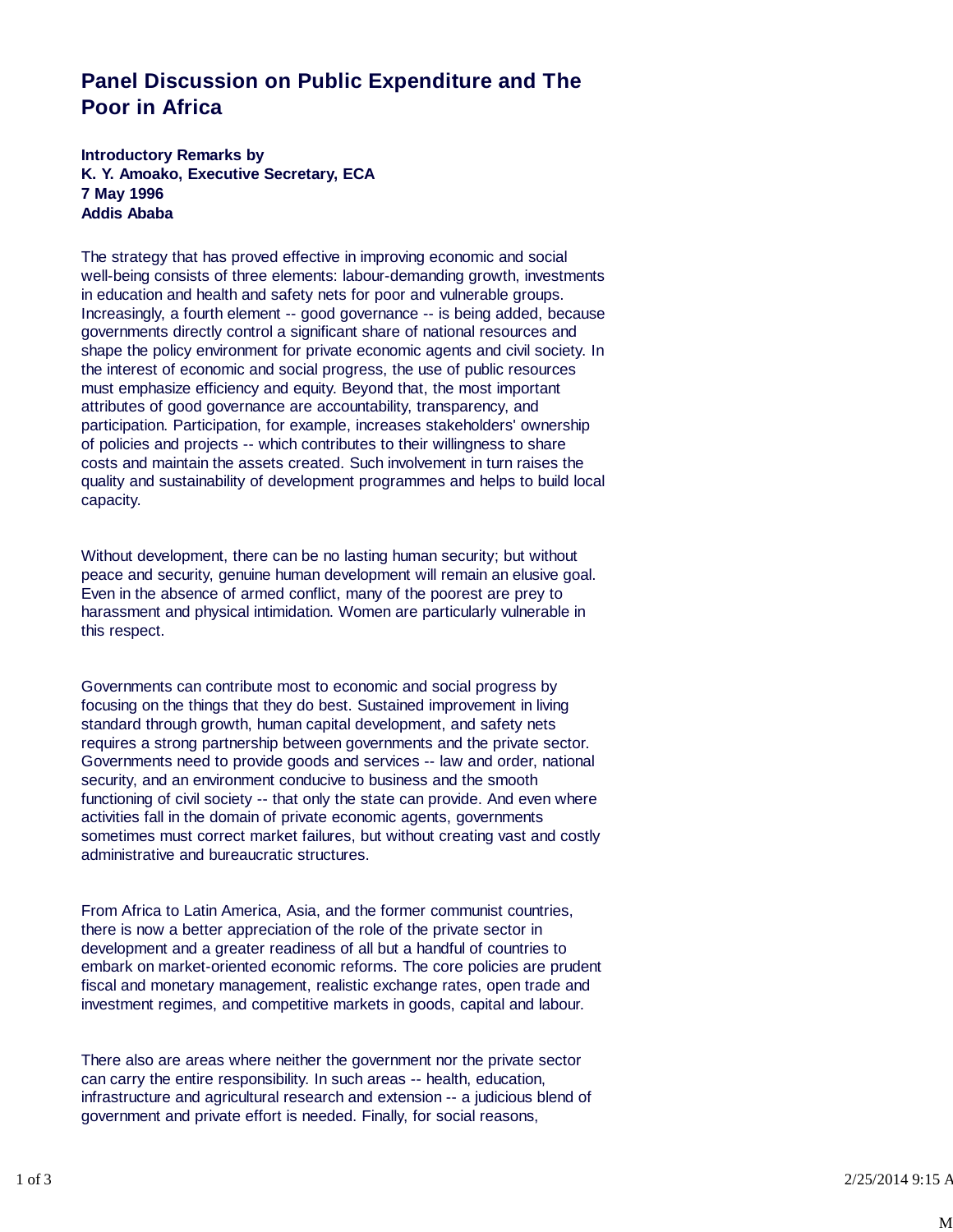# Panel Discussion on Public Expenditure and The Poor in Africa

**Introductory Remarks by**
**K. Y. Amoako, Executive Secretary, ECA**
**7 May 1996**
**Addis Ababa**

The strategy that has proved effective in improving economic and social well-being consists of three elements: labour-demanding growth, investments in education and health and safety nets for poor and vulnerable groups. Increasingly, a fourth element -- good governance -- is being added, because governments directly control a significant share of national resources and shape the policy environment for private economic agents and civil society. In the interest of economic and social progress, the use of public resources must emphasize efficiency and equity. Beyond that, the most important attributes of good governance are accountability, transparency, and participation. Participation, for example, increases stakeholders' ownership of policies and projects -- which contributes to their willingness to share costs and maintain the assets created. Such involvement in turn raises the quality and sustainability of development programmes and helps to build local capacity.

Without development, there can be no lasting human security; but without peace and security, genuine human development will remain an elusive goal. Even in the absence of armed conflict, many of the poorest are prey to harassment and physical intimidation. Women are particularly vulnerable in this respect.

Governments can contribute most to economic and social progress by focusing on the things that they do best. Sustained improvement in living standard through growth, human capital development, and safety nets requires a strong partnership between governments and the private sector. Governments need to provide goods and services -- law and order, national security, and an environment conducive to business and the smooth functioning of civil society -- that only the state can provide. And even where activities fall in the domain of private economic agents, governments sometimes must correct market failures, but without creating vast and costly administrative and bureaucratic structures.

From Africa to Latin America, Asia, and the former communist countries, there is now a better appreciation of the role of the private sector in development and a greater readiness of all but a handful of countries to embark on market-oriented economic reforms. The core policies are prudent fiscal and monetary management, realistic exchange rates, open trade and investment regimes, and competitive markets in goods, capital and labour.

There also are areas where neither the government nor the private sector can carry the entire responsibility. In such areas -- health, education, infrastructure and agricultural research and extension -- a judicious blend of government and private effort is needed. Finally, for social reasons,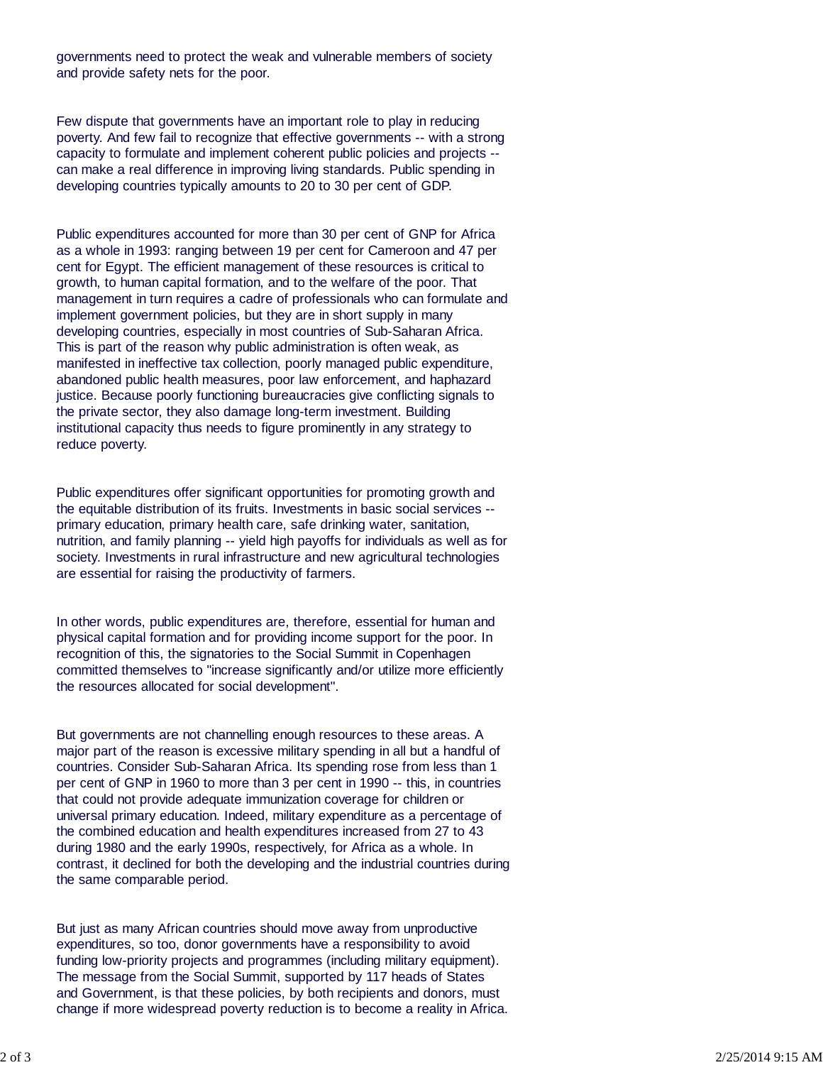governments need to protect the weak and vulnerable members of society and provide safety nets for the poor.

Few dispute that governments have an important role to play in reducing poverty. And few fail to recognize that effective governments -- with a strong capacity to formulate and implement coherent public policies and projects -- can make a real difference in improving living standards. Public spending in developing countries typically amounts to 20 to 30 per cent of GDP.

Public expenditures accounted for more than 30 per cent of GNP for Africa as a whole in 1993: ranging between 19 per cent for Cameroon and 47 per cent for Egypt. The efficient management of these resources is critical to growth, to human capital formation, and to the welfare of the poor. That management in turn requires a cadre of professionals who can formulate and implement government policies, but they are in short supply in many developing countries, especially in most countries of Sub-Saharan Africa. This is part of the reason why public administration is often weak, as manifested in ineffective tax collection, poorly managed public expenditure, abandoned public health measures, poor law enforcement, and haphazard justice. Because poorly functioning bureaucracies give conflicting signals to the private sector, they also damage long-term investment. Building institutional capacity thus needs to figure prominently in any strategy to reduce poverty.

Public expenditures offer significant opportunities for promoting growth and the equitable distribution of its fruits. Investments in basic social services -- primary education, primary health care, safe drinking water, sanitation, nutrition, and family planning -- yield high payoffs for individuals as well as for society. Investments in rural infrastructure and new agricultural technologies are essential for raising the productivity of farmers.

In other words, public expenditures are, therefore, essential for human and physical capital formation and for providing income support for the poor. In recognition of this, the signatories to the Social Summit in Copenhagen committed themselves to "increase significantly and/or utilize more efficiently the resources allocated for social development".

But governments are not channelling enough resources to these areas. A major part of the reason is excessive military spending in all but a handful of countries. Consider Sub-Saharan Africa. Its spending rose from less than 1 per cent of GNP in 1960 to more than 3 per cent in 1990 -- this, in countries that could not provide adequate immunization coverage for children or universal primary education. Indeed, military expenditure as a percentage of the combined education and health expenditures increased from 27 to 43 during 1980 and the early 1990s, respectively, for Africa as a whole. In contrast, it declined for both the developing and the industrial countries during the same comparable period.

But just as many African countries should move away from unproductive expenditures, so too, donor governments have a responsibility to avoid funding low-priority projects and programmes (including military equipment). The message from the Social Summit, supported by 117 heads of States and Government, is that these policies, by both recipients and donors, must change if more widespread poverty reduction is to become a reality in Africa.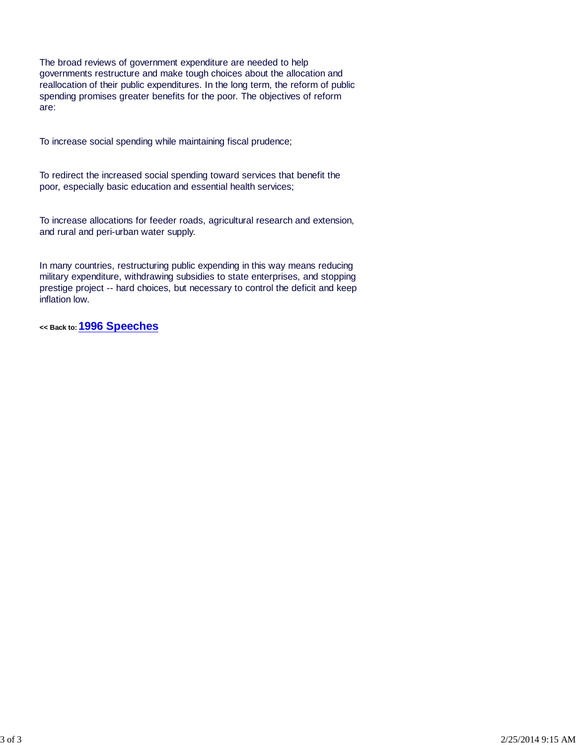The broad reviews of government expenditure are needed to help governments restructure and make tough choices about the allocation and reallocation of their public expenditures. In the long term, the reform of public spending promises greater benefits for the poor. The objectives of reform are:

To increase social spending while maintaining fiscal prudence;

To redirect the increased social spending toward services that benefit the poor, especially basic education and essential health services;

To increase allocations for feeder roads, agricultural research and extension, and rural and peri-urban water supply.

In many countries, restructuring public expending in this way means reducing military expenditure, withdrawing subsidies to state enterprises, and stopping prestige project -- hard choices, but necessary to control the deficit and keep inflation low.

**<< Back to: 1996 Speeches**